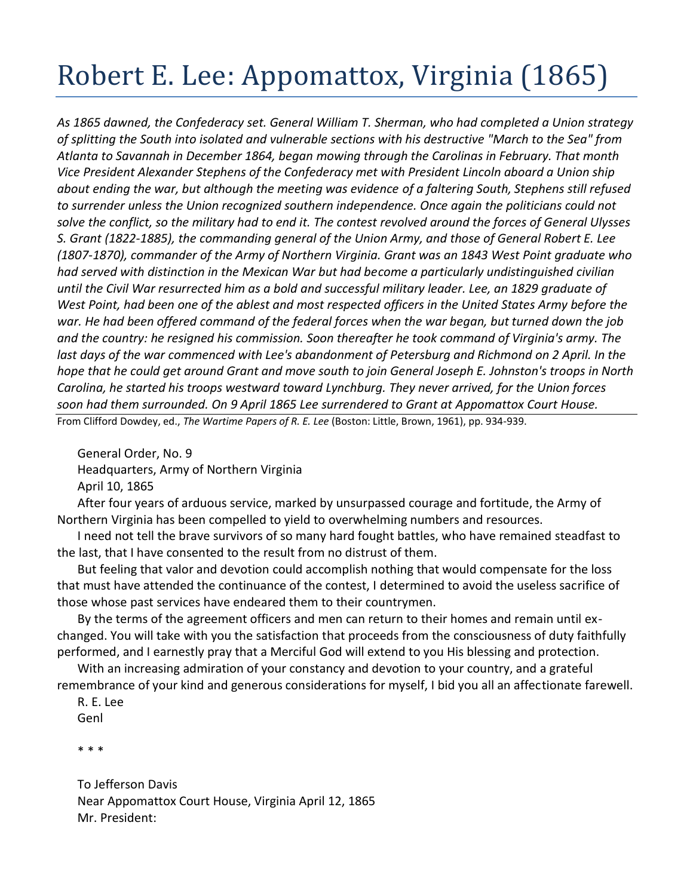# Robert E. Lee: Appomattox, Virginia (1865)

*As 1865 dawned, the Confederacy set. General William T. Sherman, who had completed a Union strategy of splitting the South into isolated and vulnerable sections with his destructive "March to the Sea" from Atlanta to Savannah in December 1864, began mowing through the Carolinas in February. That month Vice President Alexander Stephens of the Confederacy met with President Lincoln aboard a Union ship about ending the war, but although the meeting was evidence of a faltering South, Stephens still refused to surrender unless the Union recognized southern independence. Once again the politicians could not solve the conflict, so the military had to end it. The contest revolved around the forces of General Ulysses S. Grant (1822-1885), the commanding general of the Union Army, and those of General Robert E. Lee (1807-1870), commander of the Army of Northern Virginia. Grant was an 1843 West Point graduate who had served with distinction in the Mexican War but had become a particularly undistinguished civilian until the Civil War resurrected him as a bold and successful military leader. Lee, an 1829 graduate of West Point, had been one of the ablest and most respected officers in the United States Army before the war. He had been offered command of the federal forces when the war began, but turned down the job and the country: he resigned his commission. Soon thereafter he took command of Virginia's army. The last days of the war commenced with Lee's abandonment of Petersburg and Richmond on 2 April. In the hope that he could get around Grant and move south to join General Joseph E. Johnston's troops in North Carolina, he started his troops westward toward Lynchburg. They never arrived, for the Union forces soon had them surrounded. On 9 April 1865 Lee surrendered to Grant at Appomattox Court House.*

From Clifford Dowdey, ed., *The Wartime Papers of R. E. Lee* (Boston: Little, Brown, 1961), pp. 934-939.

General Order, No. 9
Headquarters, Army of Northern Virginia
April 10, 1865

After four years of arduous service, marked by unsurpassed courage and fortitude, the Army of Northern Virginia has been compelled to yield to overwhelming numbers and resources.

I need not tell the brave survivors of so many hard fought battles, who have remained steadfast to the last, that I have consented to the result from no distrust of them.

But feeling that valor and devotion could accomplish nothing that would compensate for the loss that must have attended the continuance of the contest, I determined to avoid the useless sacrifice of those whose past services have endeared them to their countrymen.

By the terms of the agreement officers and men can return to their homes and remain until exchanged. You will take with you the satisfaction that proceeds from the consciousness of duty faithfully performed, and I earnestly pray that a Merciful God will extend to you His blessing and protection.

With an increasing admiration of your constancy and devotion to your country, and a grateful remembrance of your kind and generous considerations for myself, I bid you all an affectionate farewell.

R. E. Lee
Genl

* * *

To Jefferson Davis
Near Appomattox Court House, Virginia April 12, 1865
Mr. President: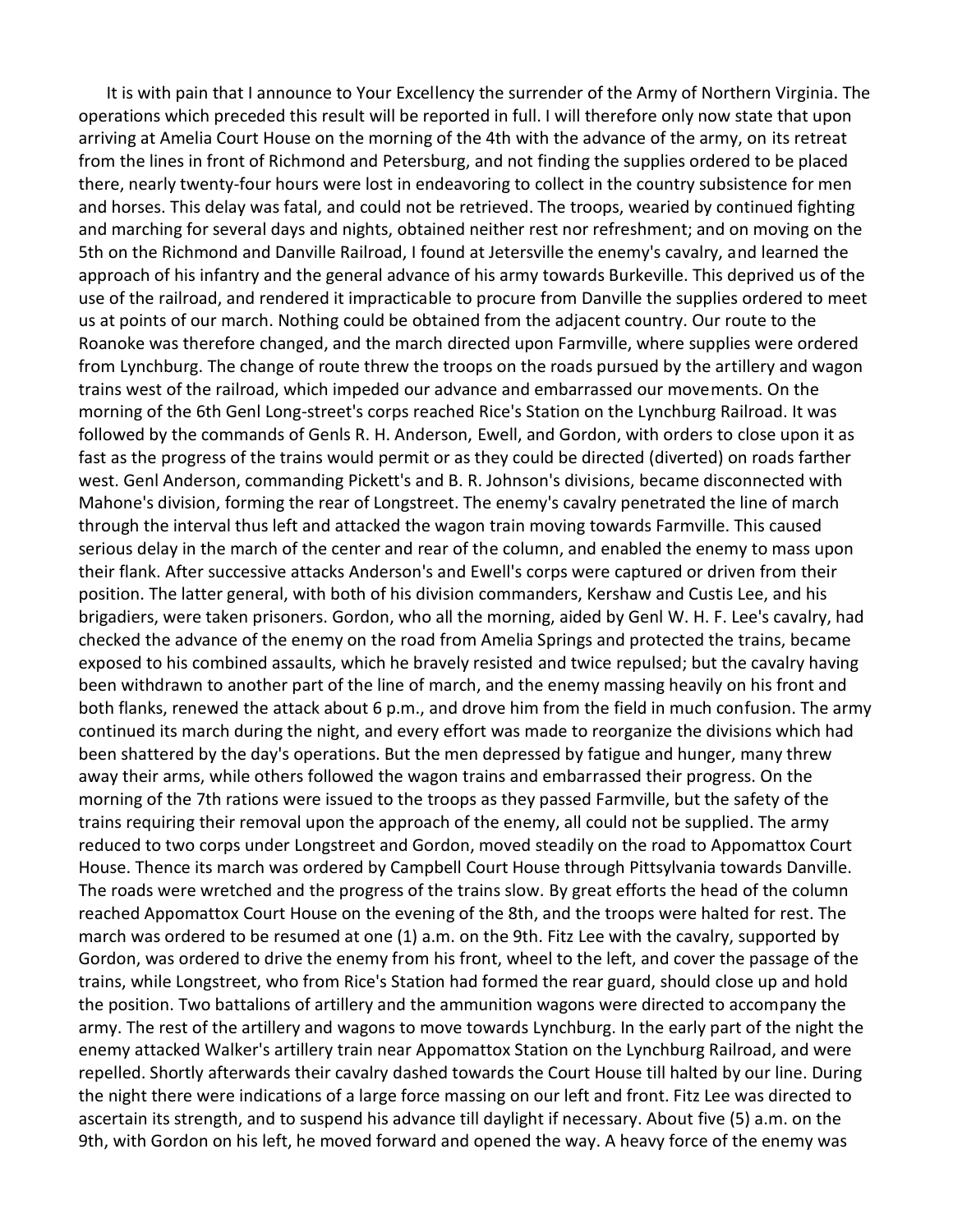It is with pain that I announce to Your Excellency the surrender of the Army of Northern Virginia. The operations which preceded this result will be reported in full. I will therefore only now state that upon arriving at Amelia Court House on the morning of the 4th with the advance of the army, on its retreat from the lines in front of Richmond and Petersburg, and not finding the supplies ordered to be placed there, nearly twenty-four hours were lost in endeavoring to collect in the country subsistence for men and horses. This delay was fatal, and could not be retrieved. The troops, wearied by continued fighting and marching for several days and nights, obtained neither rest nor refreshment; and on moving on the 5th on the Richmond and Danville Railroad, I found at Jetersville the enemy's cavalry, and learned the approach of his infantry and the general advance of his army towards Burkeville. This deprived us of the use of the railroad, and rendered it impracticable to procure from Danville the supplies ordered to meet us at points of our march. Nothing could be obtained from the adjacent country. Our route to the Roanoke was therefore changed, and the march directed upon Farmville, where supplies were ordered from Lynchburg. The change of route threw the troops on the roads pursued by the artillery and wagon trains west of the railroad, which impeded our advance and embarrassed our movements. On the morning of the 6th Genl Long-street's corps reached Rice's Station on the Lynchburg Railroad. It was followed by the commands of Genls R. H. Anderson, Ewell, and Gordon, with orders to close upon it as fast as the progress of the trains would permit or as they could be directed (diverted) on roads farther west. Genl Anderson, commanding Pickett's and B. R. Johnson's divisions, became disconnected with Mahone's division, forming the rear of Longstreet. The enemy's cavalry penetrated the line of march through the interval thus left and attacked the wagon train moving towards Farmville. This caused serious delay in the march of the center and rear of the column, and enabled the enemy to mass upon their flank. After successive attacks Anderson's and Ewell's corps were captured or driven from their position. The latter general, with both of his division commanders, Kershaw and Custis Lee, and his brigadiers, were taken prisoners. Gordon, who all the morning, aided by Genl W. H. F. Lee's cavalry, had checked the advance of the enemy on the road from Amelia Springs and protected the trains, became exposed to his combined assaults, which he bravely resisted and twice repulsed; but the cavalry having been withdrawn to another part of the line of march, and the enemy massing heavily on his front and both flanks, renewed the attack about 6 p.m., and drove him from the field in much confusion. The army continued its march during the night, and every effort was made to reorganize the divisions which had been shattered by the day's operations. But the men depressed by fatigue and hunger, many threw away their arms, while others followed the wagon trains and embarrassed their progress. On the morning of the 7th rations were issued to the troops as they passed Farmville, but the safety of the trains requiring their removal upon the approach of the enemy, all could not be supplied. The army reduced to two corps under Longstreet and Gordon, moved steadily on the road to Appomattox Court House. Thence its march was ordered by Campbell Court House through Pittsylvania towards Danville. The roads were wretched and the progress of the trains slow. By great efforts the head of the column reached Appomattox Court House on the evening of the 8th, and the troops were halted for rest. The march was ordered to be resumed at one (1) a.m. on the 9th. Fitz Lee with the cavalry, supported by Gordon, was ordered to drive the enemy from his front, wheel to the left, and cover the passage of the trains, while Longstreet, who from Rice's Station had formed the rear guard, should close up and hold the position. Two battalions of artillery and the ammunition wagons were directed to accompany the army. The rest of the artillery and wagons to move towards Lynchburg. In the early part of the night the enemy attacked Walker's artillery train near Appomattox Station on the Lynchburg Railroad, and were repelled. Shortly afterwards their cavalry dashed towards the Court House till halted by our line. During the night there were indications of a large force massing on our left and front. Fitz Lee was directed to ascertain its strength, and to suspend his advance till daylight if necessary. About five (5) a.m. on the 9th, with Gordon on his left, he moved forward and opened the way. A heavy force of the enemy was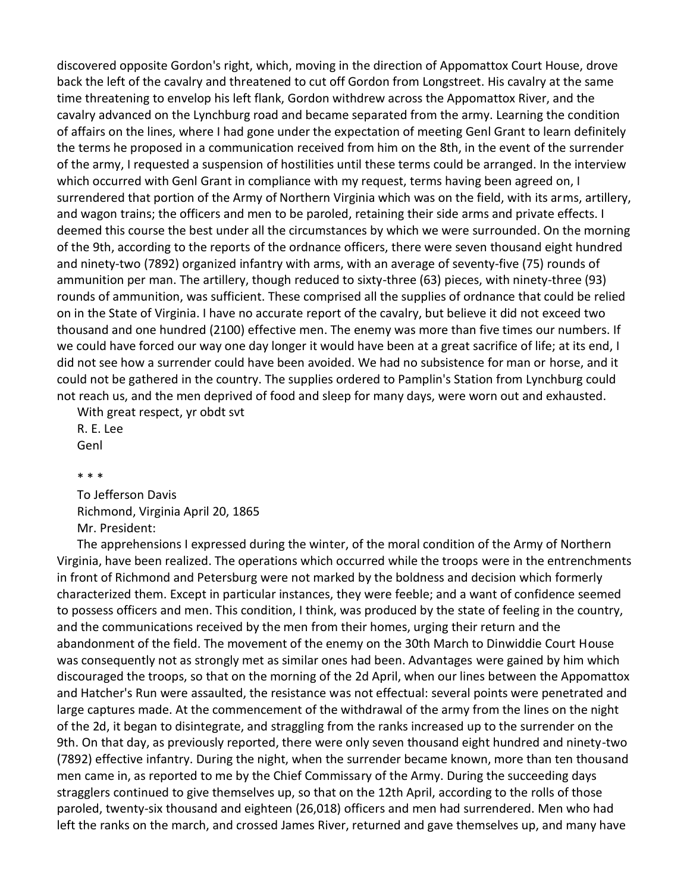discovered opposite Gordon's right, which, moving in the direction of Appomattox Court House, drove back the left of the cavalry and threatened to cut off Gordon from Longstreet. His cavalry at the same time threatening to envelop his left flank, Gordon withdrew across the Appomattox River, and the cavalry advanced on the Lynchburg road and became separated from the army. Learning the condition of affairs on the lines, where I had gone under the expectation of meeting Genl Grant to learn definitely the terms he proposed in a communication received from him on the 8th, in the event of the surrender of the army, I requested a suspension of hostilities until these terms could be arranged. In the interview which occurred with Genl Grant in compliance with my request, terms having been agreed on, I surrendered that portion of the Army of Northern Virginia which was on the field, with its arms, artillery, and wagon trains; the officers and men to be paroled, retaining their side arms and private effects. I deemed this course the best under all the circumstances by which we were surrounded. On the morning of the 9th, according to the reports of the ordnance officers, there were seven thousand eight hundred and ninety-two (7892) organized infantry with arms, with an average of seventy-five (75) rounds of ammunition per man. The artillery, though reduced to sixty-three (63) pieces, with ninety-three (93) rounds of ammunition, was sufficient. These comprised all the supplies of ordnance that could be relied on in the State of Virginia. I have no accurate report of the cavalry, but believe it did not exceed two thousand and one hundred (2100) effective men. The enemy was more than five times our numbers. If we could have forced our way one day longer it would have been at a great sacrifice of life; at its end, I did not see how a surrender could have been avoided. We had no subsistence for man or horse, and it could not be gathered in the country. The supplies ordered to Pamplin's Station from Lynchburg could not reach us, and the men deprived of food and sleep for many days, were worn out and exhausted.

With great respect, yr obdt svt  
R. E. Lee  
Genl

* * *

To Jefferson Davis  
Richmond, Virginia April 20, 1865  
Mr. President:

The apprehensions I expressed during the winter, of the moral condition of the Army of Northern Virginia, have been realized. The operations which occurred while the troops were in the entrenchments in front of Richmond and Petersburg were not marked by the boldness and decision which formerly characterized them. Except in particular instances, they were feeble; and a want of confidence seemed to possess officers and men. This condition, I think, was produced by the state of feeling in the country, and the communications received by the men from their homes, urging their return and the abandonment of the field. The movement of the enemy on the 30th March to Dinwiddie Court House was consequently not as strongly met as similar ones had been. Advantages were gained by him which discouraged the troops, so that on the morning of the 2d April, when our lines between the Appomattox and Hatcher's Run were assaulted, the resistance was not effectual: several points were penetrated and large captures made. At the commencement of the withdrawal of the army from the lines on the night of the 2d, it began to disintegrate, and straggling from the ranks increased up to the surrender on the 9th. On that day, as previously reported, there were only seven thousand eight hundred and ninety-two (7892) effective infantry. During the night, when the surrender became known, more than ten thousand men came in, as reported to me by the Chief Commissary of the Army. During the succeeding days stragglers continued to give themselves up, so that on the 12th April, according to the rolls of those paroled, twenty-six thousand and eighteen (26,018) officers and men had surrendered. Men who had left the ranks on the march, and crossed James River, returned and gave themselves up, and many have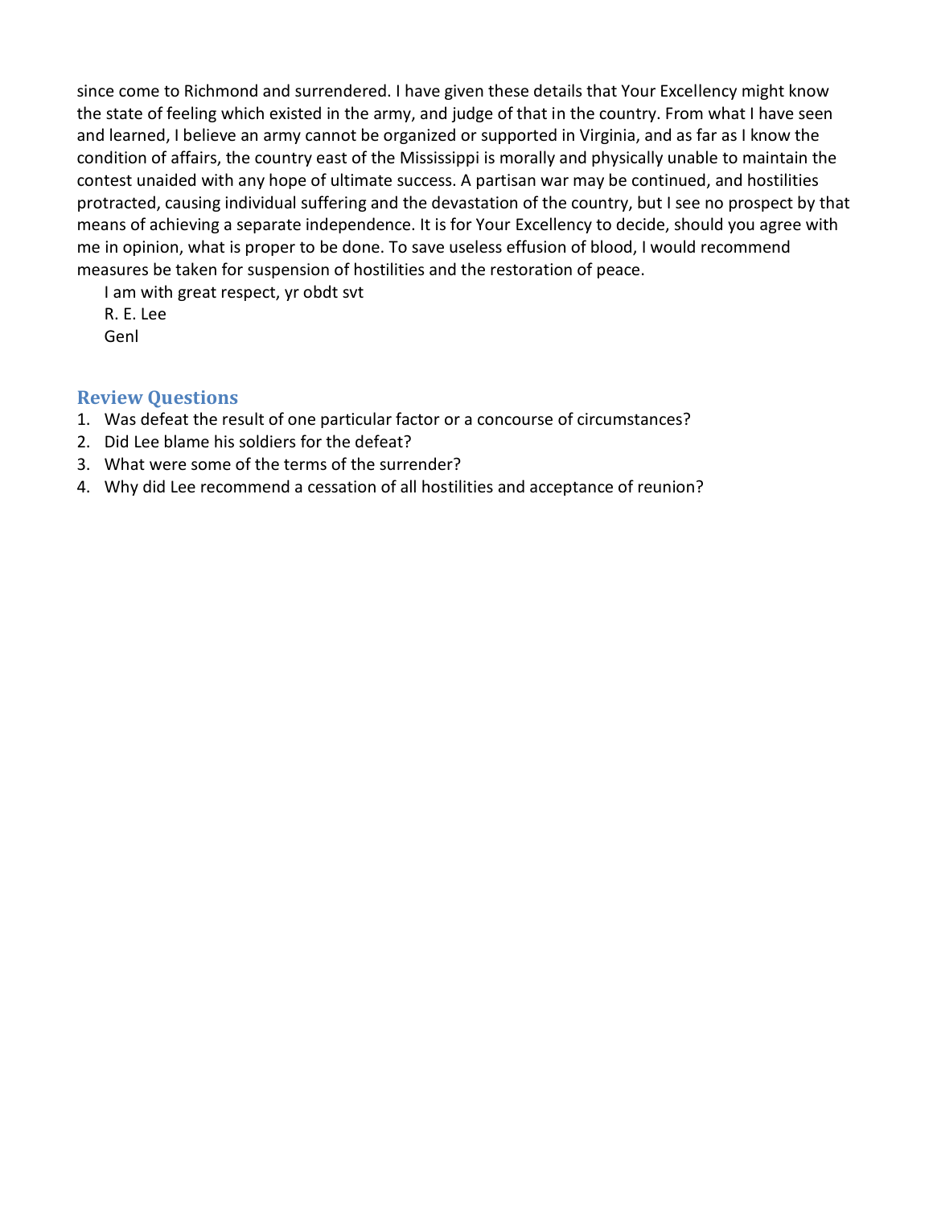since come to Richmond and surrendered. I have given these details that Your Excellency might know the state of feeling which existed in the army, and judge of that in the country. From what I have seen and learned, I believe an army cannot be organized or supported in Virginia, and as far as I know the condition of affairs, the country east of the Mississippi is morally and physically unable to maintain the contest unaided with any hope of ultimate success. A partisan war may be continued, and hostilities protracted, causing individual suffering and the devastation of the country, but I see no prospect by that means of achieving a separate independence. It is for Your Excellency to decide, should you agree with me in opinion, what is proper to be done. To save useless effusion of blood, I would recommend measures be taken for suspension of hostilities and the restoration of peace.

I am with great respect, yr obdt svt
R. E. Lee
Genl

## Review Questions

1. Was defeat the result of one particular factor or a concourse of circumstances?
2. Did Lee blame his soldiers for the defeat?
3. What were some of the terms of the surrender?
4. Why did Lee recommend a cessation of all hostilities and acceptance of reunion?